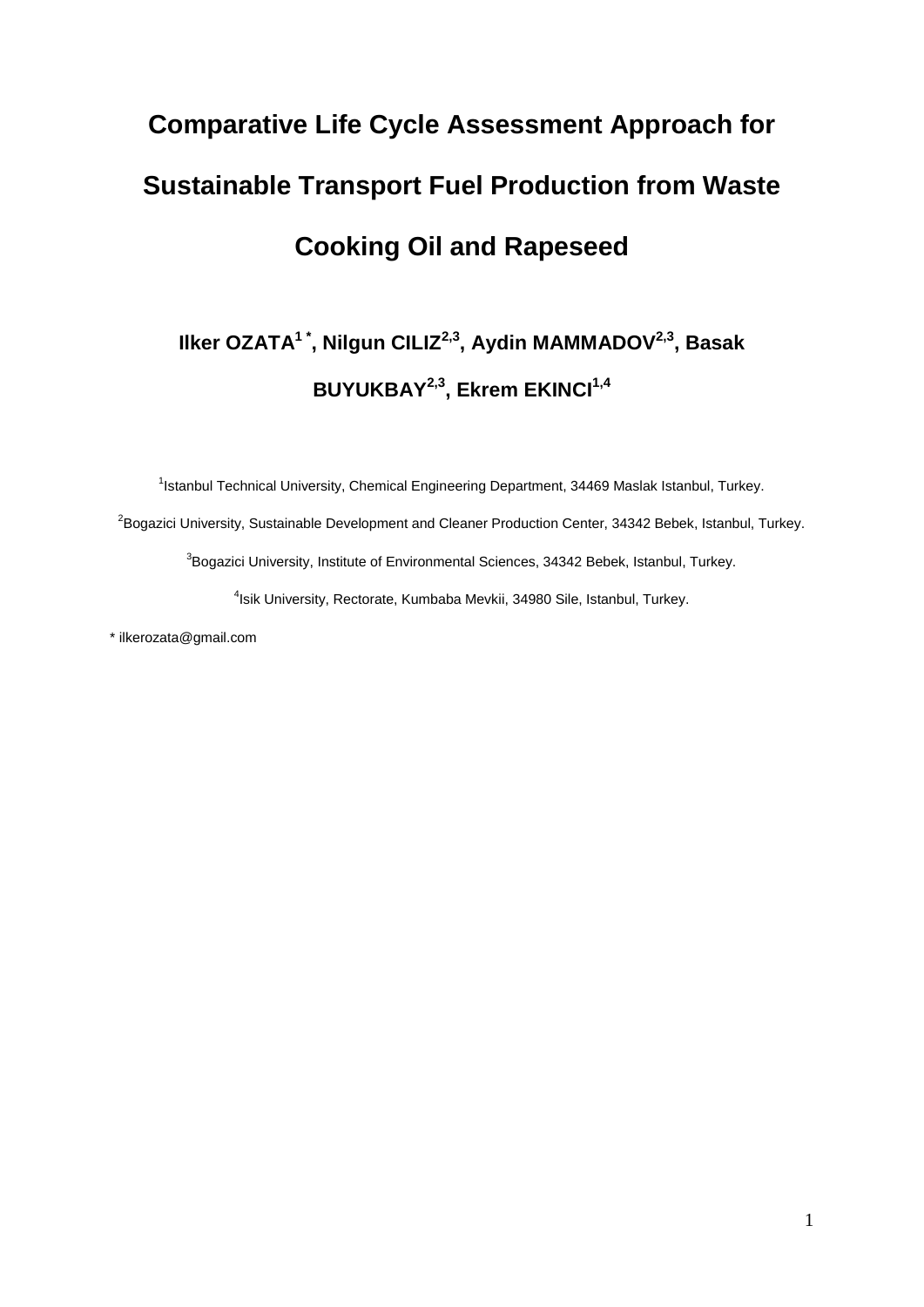# Comparative Life Cycle Assessment Approach for Sustainable Transport Fuel Production from Waste Cooking Oil and Rapeseed

**Ilker OZATA[1 *], Nilgun CILIZ[2,3], Aydin MAMMADOV[2,3], Basak BUYUKBAY[2,3], Ekrem EKINCI[1,4]**

[1]Istanbul Technical University, Chemical Engineering Department, 34469 Maslak Istanbul, Turkey.

[2]Bogazici University, Sustainable Development and Cleaner Production Center, 34342 Bebek, Istanbul, Turkey.

[3]Bogazici University, Institute of Environmental Sciences, 34342 Bebek, Istanbul, Turkey.

[4]Isik University, Rectorate, Kumbaba Mevkii, 34980 Sile, Istanbul, Turkey.

* ilkerozata@gmail.com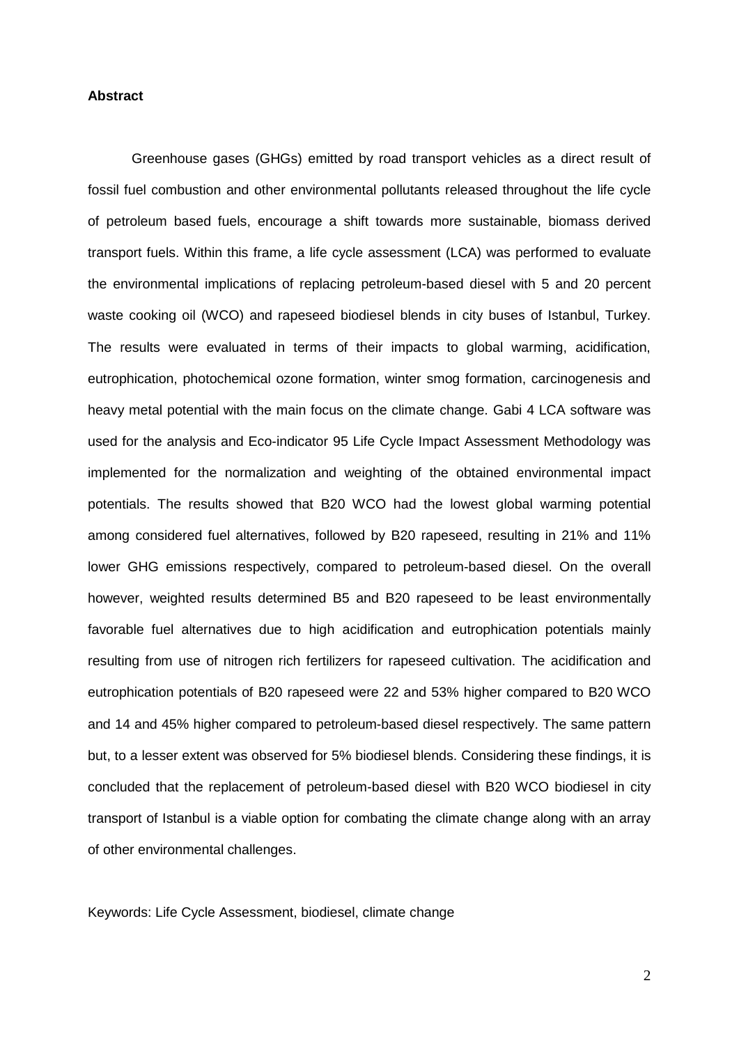**Abstract**

Greenhouse gases (GHGs) emitted by road transport vehicles as a direct result of fossil fuel combustion and other environmental pollutants released throughout the life cycle of petroleum based fuels, encourage a shift towards more sustainable, biomass derived transport fuels. Within this frame, a life cycle assessment (LCA) was performed to evaluate the environmental implications of replacing petroleum-based diesel with 5 and 20 percent waste cooking oil (WCO) and rapeseed biodiesel blends in city buses of Istanbul, Turkey. The results were evaluated in terms of their impacts to global warming, acidification, eutrophication, photochemical ozone formation, winter smog formation, carcinogenesis and heavy metal potential with the main focus on the climate change. Gabi 4 LCA software was used for the analysis and Eco-indicator 95 Life Cycle Impact Assessment Methodology was implemented for the normalization and weighting of the obtained environmental impact potentials. The results showed that B20 WCO had the lowest global warming potential among considered fuel alternatives, followed by B20 rapeseed, resulting in 21% and 11% lower GHG emissions respectively, compared to petroleum-based diesel. On the overall however, weighted results determined B5 and B20 rapeseed to be least environmentally favorable fuel alternatives due to high acidification and eutrophication potentials mainly resulting from use of nitrogen rich fertilizers for rapeseed cultivation. The acidification and eutrophication potentials of B20 rapeseed were 22 and 53% higher compared to B20 WCO and 14 and 45% higher compared to petroleum-based diesel respectively. The same pattern but, to a lesser extent was observed for 5% biodiesel blends. Considering these findings, it is concluded that the replacement of petroleum-based diesel with B20 WCO biodiesel in city transport of Istanbul is a viable option for combating the climate change along with an array of other environmental challenges.

Keywords: Life Cycle Assessment, biodiesel, climate change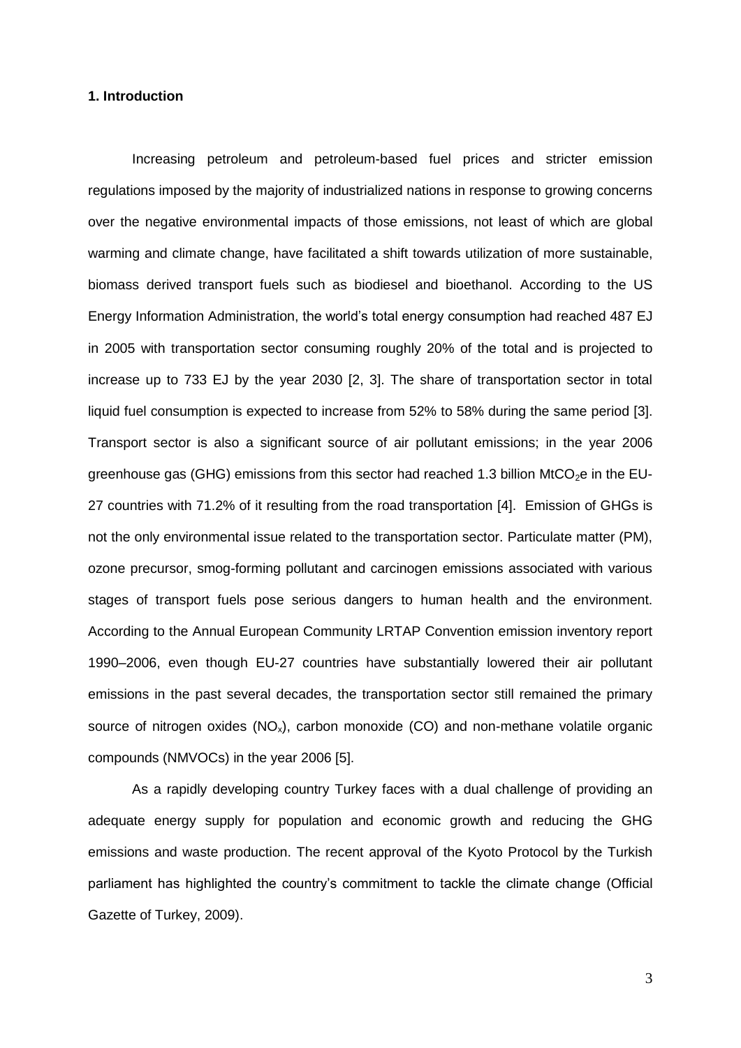## 1. Introduction

Increasing petroleum and petroleum-based fuel prices and stricter emission regulations imposed by the majority of industrialized nations in response to growing concerns over the negative environmental impacts of those emissions, not least of which are global warming and climate change, have facilitated a shift towards utilization of more sustainable, biomass derived transport fuels such as biodiesel and bioethanol. According to the US Energy Information Administration, the world's total energy consumption had reached 487 EJ in 2005 with transportation sector consuming roughly 20% of the total and is projected to increase up to 733 EJ by the year 2030 [2, 3]. The share of transportation sector in total liquid fuel consumption is expected to increase from 52% to 58% during the same period [3]. Transport sector is also a significant source of air pollutant emissions; in the year 2006 greenhouse gas (GHG) emissions from this sector had reached 1.3 billion $MtCO_2e$ in the EU-27 countries with 71.2% of it resulting from the road transportation [4]. Emission of GHGs is not the only environmental issue related to the transportation sector. Particulate matter (PM), ozone precursor, smog-forming pollutant and carcinogen emissions associated with various stages of transport fuels pose serious dangers to human health and the environment. According to the Annual European Community LRTAP Convention emission inventory report 1990–2006, even though EU-27 countries have substantially lowered their air pollutant emissions in the past several decades, the transportation sector still remained the primary source of nitrogen oxides ($NO_x$), carbon monoxide (CO) and non-methane volatile organic compounds (NMVOCs) in the year 2006 [5].

As a rapidly developing country Turkey faces with a dual challenge of providing an adequate energy supply for population and economic growth and reducing the GHG emissions and waste production. The recent approval of the Kyoto Protocol by the Turkish parliament has highlighted the country's commitment to tackle the climate change (Official Gazette of Turkey, 2009).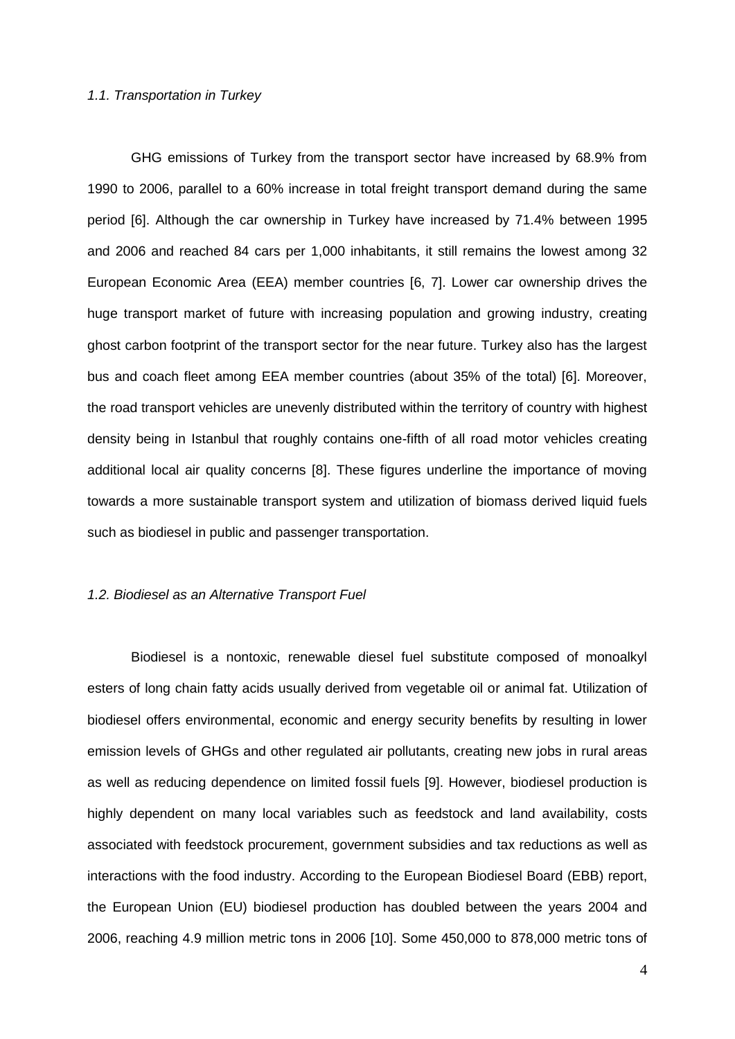### *1.1. Transportation in Turkey*

GHG emissions of Turkey from the transport sector have increased by 68.9% from 1990 to 2006, parallel to a 60% increase in total freight transport demand during the same period [6]. Although the car ownership in Turkey have increased by 71.4% between 1995 and 2006 and reached 84 cars per 1,000 inhabitants, it still remains the lowest among 32 European Economic Area (EEA) member countries [6, 7]. Lower car ownership drives the huge transport market of future with increasing population and growing industry, creating ghost carbon footprint of the transport sector for the near future. Turkey also has the largest bus and coach fleet among EEA member countries (about 35% of the total) [6]. Moreover, the road transport vehicles are unevenly distributed within the territory of country with highest density being in Istanbul that roughly contains one-fifth of all road motor vehicles creating additional local air quality concerns [8]. These figures underline the importance of moving towards a more sustainable transport system and utilization of biomass derived liquid fuels such as biodiesel in public and passenger transportation.

### *1.2. Biodiesel as an Alternative Transport Fuel*

Biodiesel is a nontoxic, renewable diesel fuel substitute composed of monoalkyl esters of long chain fatty acids usually derived from vegetable oil or animal fat. Utilization of biodiesel offers environmental, economic and energy security benefits by resulting in lower emission levels of GHGs and other regulated air pollutants, creating new jobs in rural areas as well as reducing dependence on limited fossil fuels [9]. However, biodiesel production is highly dependent on many local variables such as feedstock and land availability, costs associated with feedstock procurement, government subsidies and tax reductions as well as interactions with the food industry. According to the European Biodiesel Board (EBB) report, the European Union (EU) biodiesel production has doubled between the years 2004 and 2006, reaching 4.9 million metric tons in 2006 [10]. Some 450,000 to 878,000 metric tons of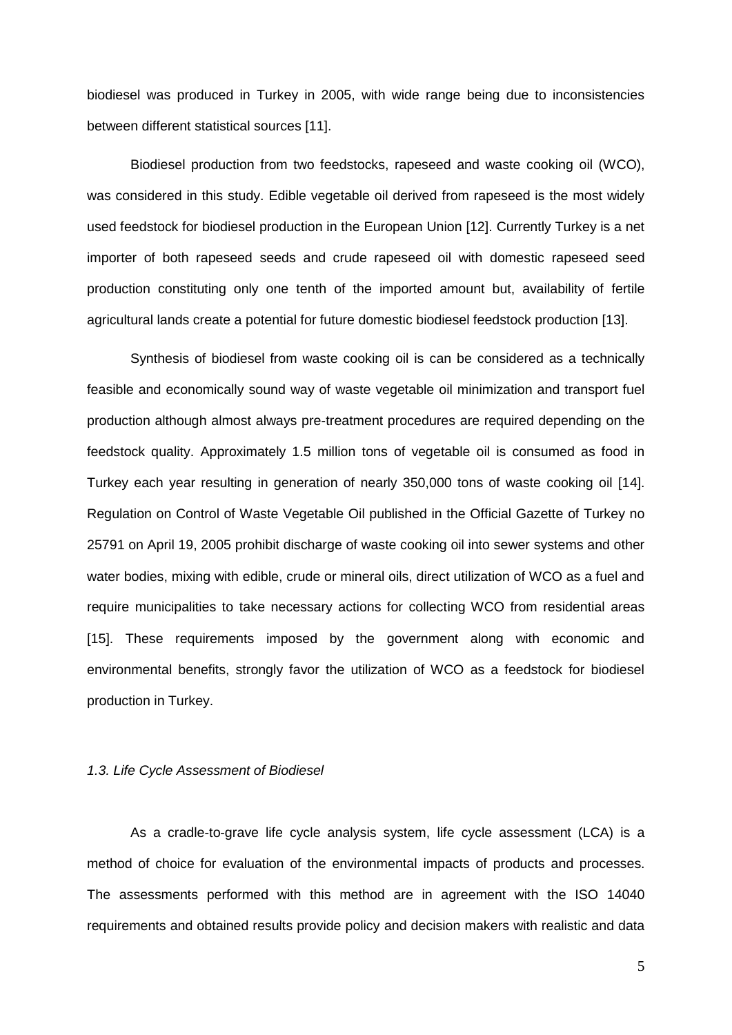biodiesel was produced in Turkey in 2005, with wide range being due to inconsistencies between different statistical sources [11].

Biodiesel production from two feedstocks, rapeseed and waste cooking oil (WCO), was considered in this study. Edible vegetable oil derived from rapeseed is the most widely used feedstock for biodiesel production in the European Union [12]. Currently Turkey is a net importer of both rapeseed seeds and crude rapeseed oil with domestic rapeseed seed production constituting only one tenth of the imported amount but, availability of fertile agricultural lands create a potential for future domestic biodiesel feedstock production [13].

Synthesis of biodiesel from waste cooking oil is can be considered as a technically feasible and economically sound way of waste vegetable oil minimization and transport fuel production although almost always pre-treatment procedures are required depending on the feedstock quality. Approximately 1.5 million tons of vegetable oil is consumed as food in Turkey each year resulting in generation of nearly 350,000 tons of waste cooking oil [14]. Regulation on Control of Waste Vegetable Oil published in the Official Gazette of Turkey no 25791 on April 19, 2005 prohibit discharge of waste cooking oil into sewer systems and other water bodies, mixing with edible, crude or mineral oils, direct utilization of WCO as a fuel and require municipalities to take necessary actions for collecting WCO from residential areas [15]. These requirements imposed by the government along with economic and environmental benefits, strongly favor the utilization of WCO as a feedstock for biodiesel production in Turkey.

### *1.3. Life Cycle Assessment of Biodiesel*

As a cradle-to-grave life cycle analysis system, life cycle assessment (LCA) is a method of choice for evaluation of the environmental impacts of products and processes. The assessments performed with this method are in agreement with the ISO 14040 requirements and obtained results provide policy and decision makers with realistic and data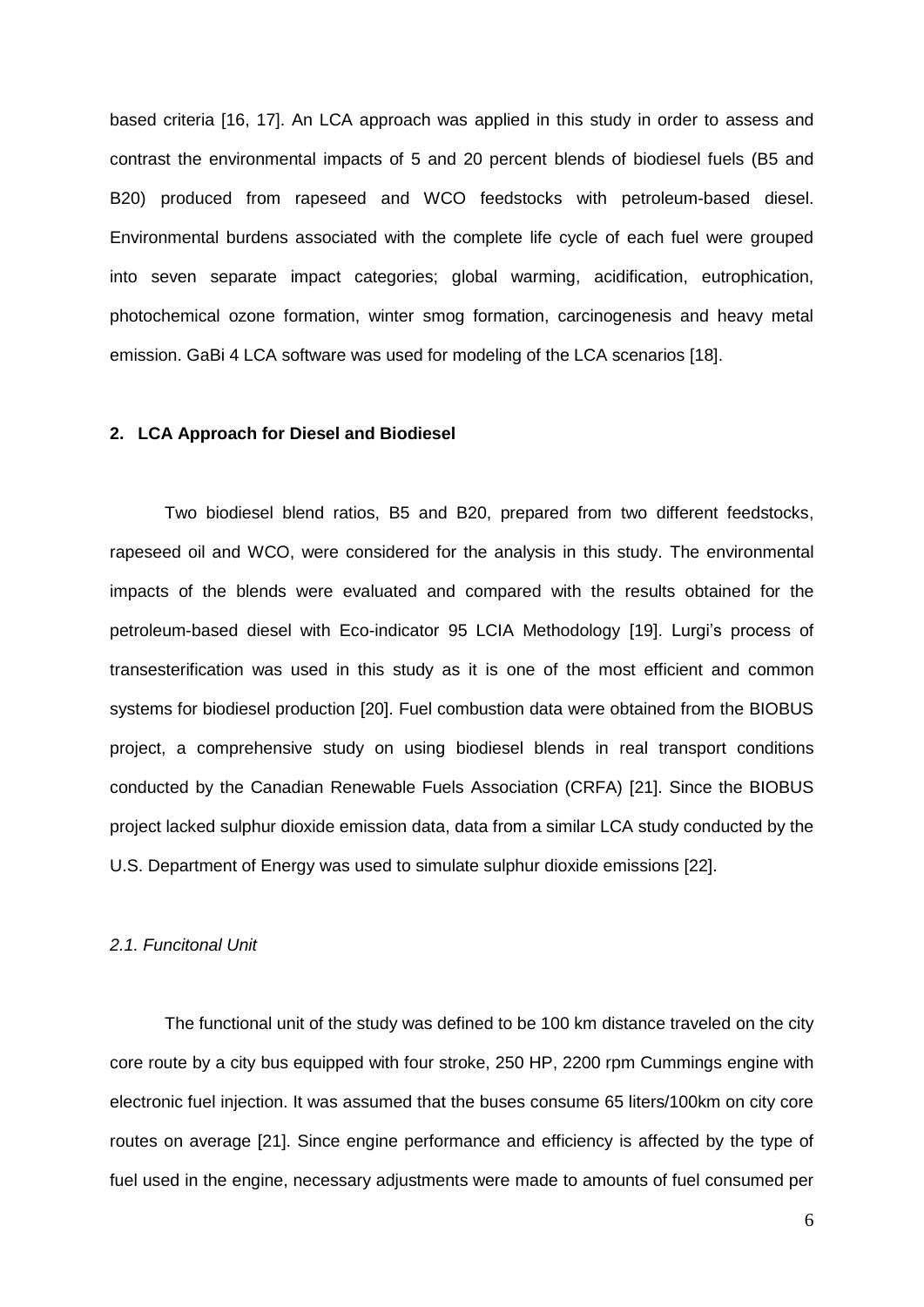based criteria [16, 17]. An LCA approach was applied in this study in order to assess and contrast the environmental impacts of 5 and 20 percent blends of biodiesel fuels (B5 and B20) produced from rapeseed and WCO feedstocks with petroleum-based diesel. Environmental burdens associated with the complete life cycle of each fuel were grouped into seven separate impact categories; global warming, acidification, eutrophication, photochemical ozone formation, winter smog formation, carcinogenesis and heavy metal emission. GaBi 4 LCA software was used for modeling of the LCA scenarios [18].

## 2. LCA Approach for Diesel and Biodiesel

Two biodiesel blend ratios, B5 and B20, prepared from two different feedstocks, rapeseed oil and WCO, were considered for the analysis in this study. The environmental impacts of the blends were evaluated and compared with the results obtained for the petroleum-based diesel with Eco-indicator 95 LCIA Methodology [19]. Lurgi's process of transesterification was used in this study as it is one of the most efficient and common systems for biodiesel production [20]. Fuel combustion data were obtained from the BIOBUS project, a comprehensive study on using biodiesel blends in real transport conditions conducted by the Canadian Renewable Fuels Association (CRFA) [21]. Since the BIOBUS project lacked sulphur dioxide emission data, data from a similar LCA study conducted by the U.S. Department of Energy was used to simulate sulphur dioxide emissions [22].

### *2.1. Funcitonal Unit*

The functional unit of the study was defined to be 100 km distance traveled on the city core route by a city bus equipped with four stroke, 250 HP, 2200 rpm Cummings engine with electronic fuel injection. It was assumed that the buses consume 65 liters/100km on city core routes on average [21]. Since engine performance and efficiency is affected by the type of fuel used in the engine, necessary adjustments were made to amounts of fuel consumed per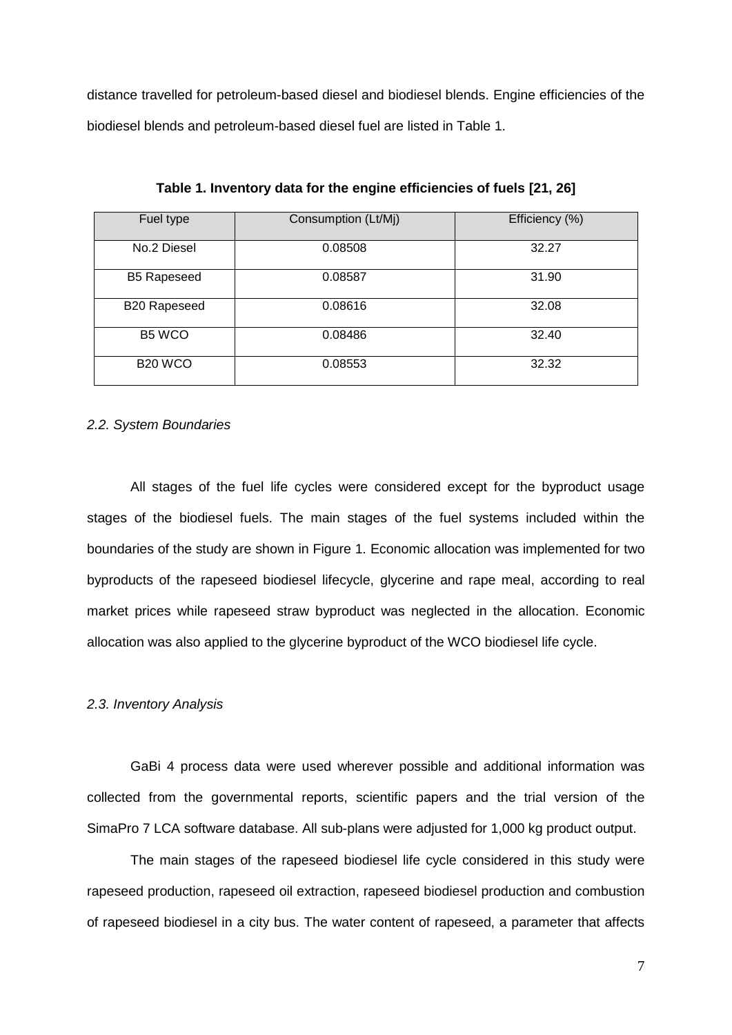distance travelled for petroleum-based diesel and biodiesel blends. Engine efficiencies of the biodiesel blends and petroleum-based diesel fuel are listed in Table 1.

**Table 1. Inventory data for the engine efficiencies of fuels [21, 26]**

| Fuel type | Consumption (Lt/Mj) | Efficiency (%) |
|---|---|---|
| No.2 Diesel | 0.08508 | 32.27 |
| B5 Rapeseed | 0.08587 | 31.90 |
| B20 Rapeseed | 0.08616 | 32.08 |
| B5 WCO | 0.08486 | 32.40 |
| B20 WCO | 0.08553 | 32.32 |

### *2.2. System Boundaries*

All stages of the fuel life cycles were considered except for the byproduct usage stages of the biodiesel fuels. The main stages of the fuel systems included within the boundaries of the study are shown in Figure 1. Economic allocation was implemented for two byproducts of the rapeseed biodiesel lifecycle, glycerine and rape meal, according to real market prices while rapeseed straw byproduct was neglected in the allocation. Economic allocation was also applied to the glycerine byproduct of the WCO biodiesel life cycle.

### *2.3. Inventory Analysis*

GaBi 4 process data were used wherever possible and additional information was collected from the governmental reports, scientific papers and the trial version of the SimaPro 7 LCA software database. All sub-plans were adjusted for 1,000 kg product output.

The main stages of the rapeseed biodiesel life cycle considered in this study were rapeseed production, rapeseed oil extraction, rapeseed biodiesel production and combustion of rapeseed biodiesel in a city bus. The water content of rapeseed, a parameter that affects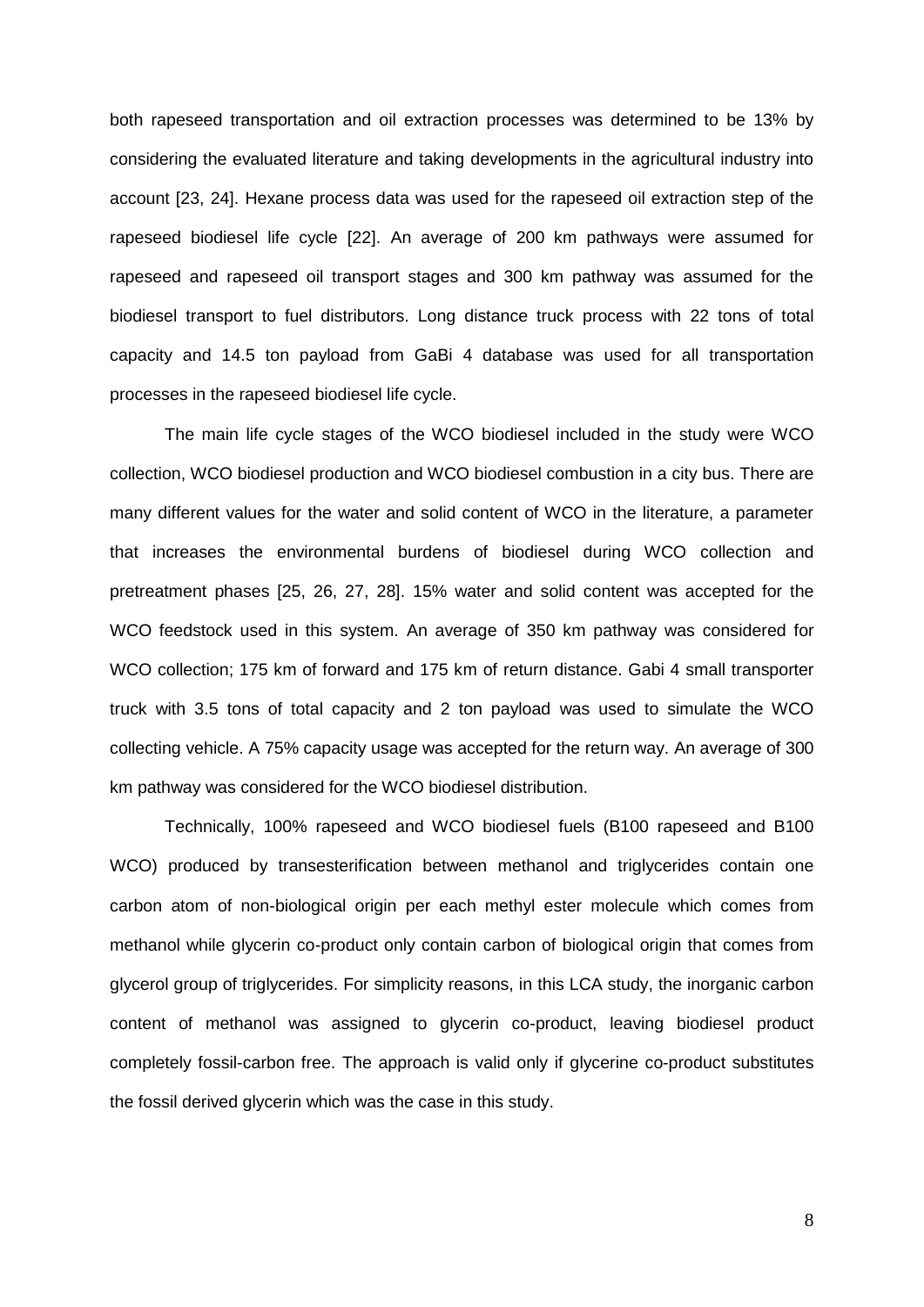both rapeseed transportation and oil extraction processes was determined to be 13% by considering the evaluated literature and taking developments in the agricultural industry into account [23, 24]. Hexane process data was used for the rapeseed oil extraction step of the rapeseed biodiesel life cycle [22]. An average of 200 km pathways were assumed for rapeseed and rapeseed oil transport stages and 300 km pathway was assumed for the biodiesel transport to fuel distributors. Long distance truck process with 22 tons of total capacity and 14.5 ton payload from GaBi 4 database was used for all transportation processes in the rapeseed biodiesel life cycle.

The main life cycle stages of the WCO biodiesel included in the study were WCO collection, WCO biodiesel production and WCO biodiesel combustion in a city bus. There are many different values for the water and solid content of WCO in the literature, a parameter that increases the environmental burdens of biodiesel during WCO collection and pretreatment phases [25, 26, 27, 28]. 15% water and solid content was accepted for the WCO feedstock used in this system. An average of 350 km pathway was considered for WCO collection; 175 km of forward and 175 km of return distance. Gabi 4 small transporter truck with 3.5 tons of total capacity and 2 ton payload was used to simulate the WCO collecting vehicle. A 75% capacity usage was accepted for the return way. An average of 300 km pathway was considered for the WCO biodiesel distribution.

Technically, 100% rapeseed and WCO biodiesel fuels (B100 rapeseed and B100 WCO) produced by transesterification between methanol and triglycerides contain one carbon atom of non-biological origin per each methyl ester molecule which comes from methanol while glycerin co-product only contain carbon of biological origin that comes from glycerol group of triglycerides. For simplicity reasons, in this LCA study, the inorganic carbon content of methanol was assigned to glycerin co-product, leaving biodiesel product completely fossil-carbon free. The approach is valid only if glycerine co-product substitutes the fossil derived glycerin which was the case in this study.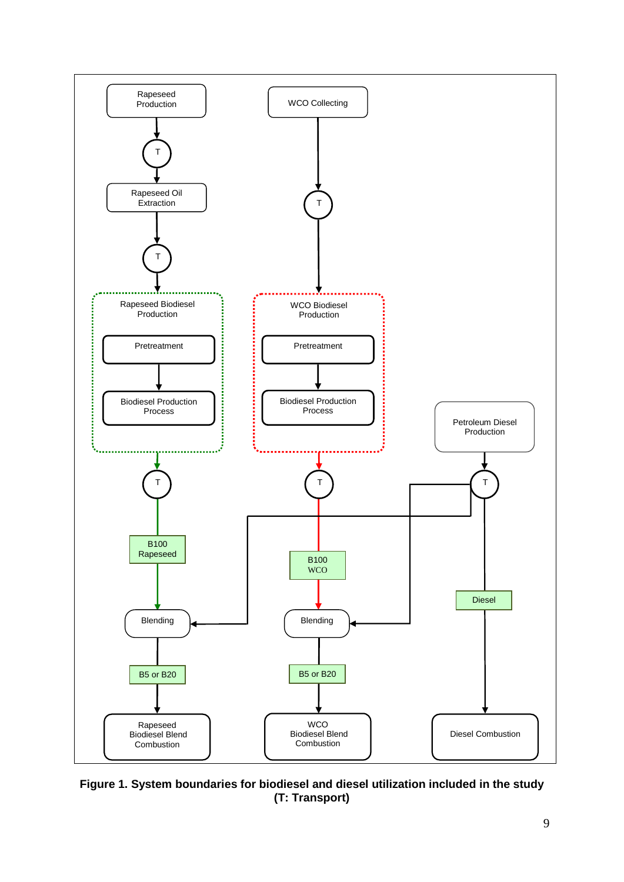**Figure 1. System boundaries for biodiesel and diesel utilization included in the study (T: Transport)**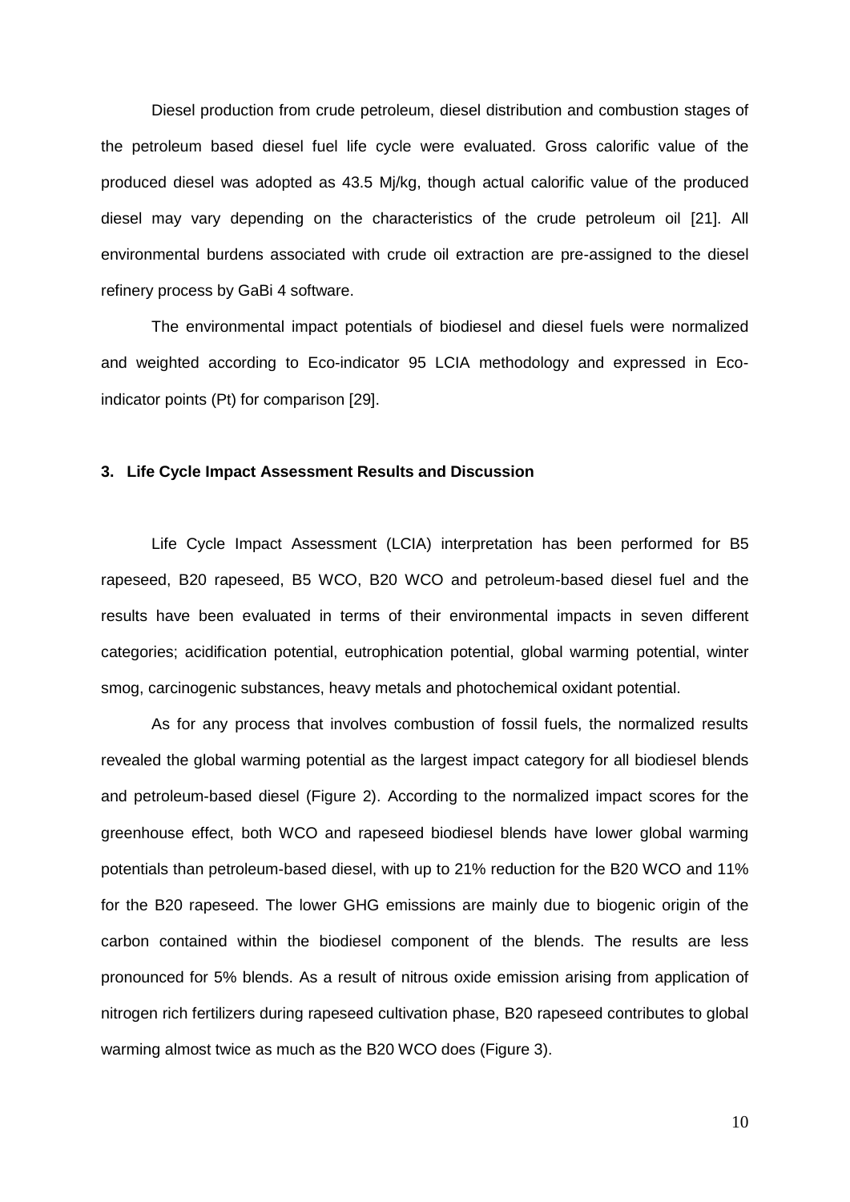Diesel production from crude petroleum, diesel distribution and combustion stages of the petroleum based diesel fuel life cycle were evaluated. Gross calorific value of the produced diesel was adopted as 43.5 Mj/kg, though actual calorific value of the produced diesel may vary depending on the characteristics of the crude petroleum oil [21]. All environmental burdens associated with crude oil extraction are pre-assigned to the diesel refinery process by GaBi 4 software.

The environmental impact potentials of biodiesel and diesel fuels were normalized and weighted according to Eco-indicator 95 LCIA methodology and expressed in Eco-indicator points (Pt) for comparison [29].

## 3. Life Cycle Impact Assessment Results and Discussion

Life Cycle Impact Assessment (LCIA) interpretation has been performed for B5 rapeseed, B20 rapeseed, B5 WCO, B20 WCO and petroleum-based diesel fuel and the results have been evaluated in terms of their environmental impacts in seven different categories; acidification potential, eutrophication potential, global warming potential, winter smog, carcinogenic substances, heavy metals and photochemical oxidant potential.

As for any process that involves combustion of fossil fuels, the normalized results revealed the global warming potential as the largest impact category for all biodiesel blends and petroleum-based diesel (Figure 2). According to the normalized impact scores for the greenhouse effect, both WCO and rapeseed biodiesel blends have lower global warming potentials than petroleum-based diesel, with up to 21% reduction for the B20 WCO and 11% for the B20 rapeseed. The lower GHG emissions are mainly due to biogenic origin of the carbon contained within the biodiesel component of the blends. The results are less pronounced for 5% blends. As a result of nitrous oxide emission arising from application of nitrogen rich fertilizers during rapeseed cultivation phase, B20 rapeseed contributes to global warming almost twice as much as the B20 WCO does (Figure 3).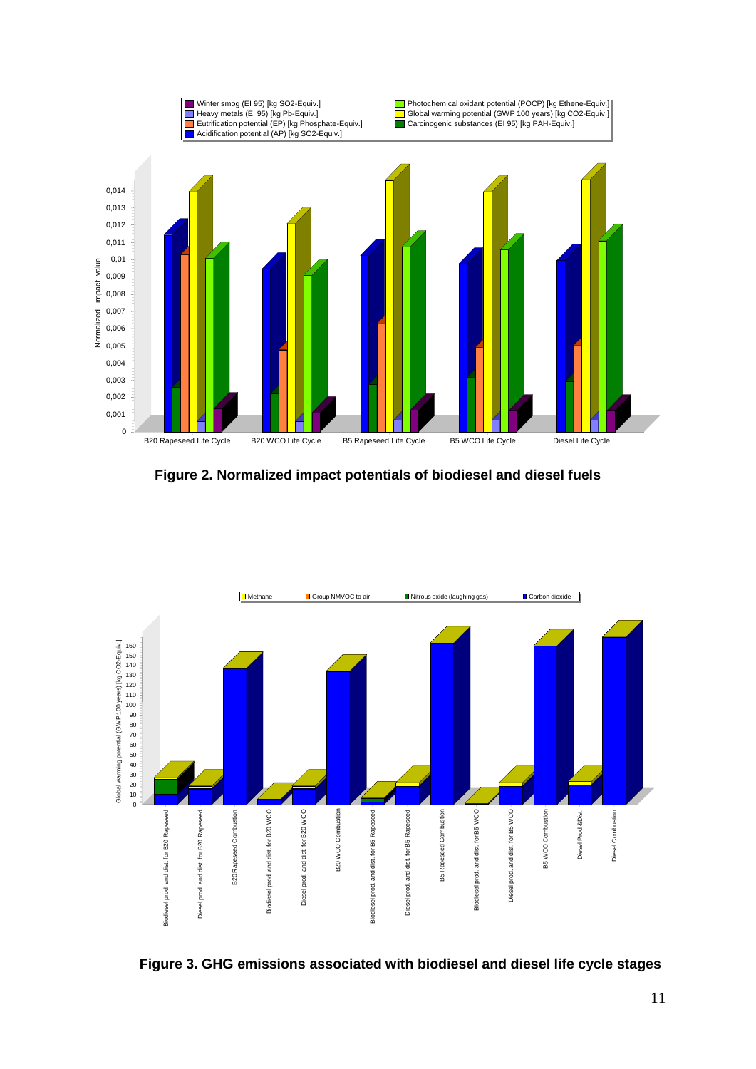**Figure 2. Normalized impact potentials of biodiesel and diesel fuels**

**Figure 3. GHG emissions associated with biodiesel and diesel life cycle stages**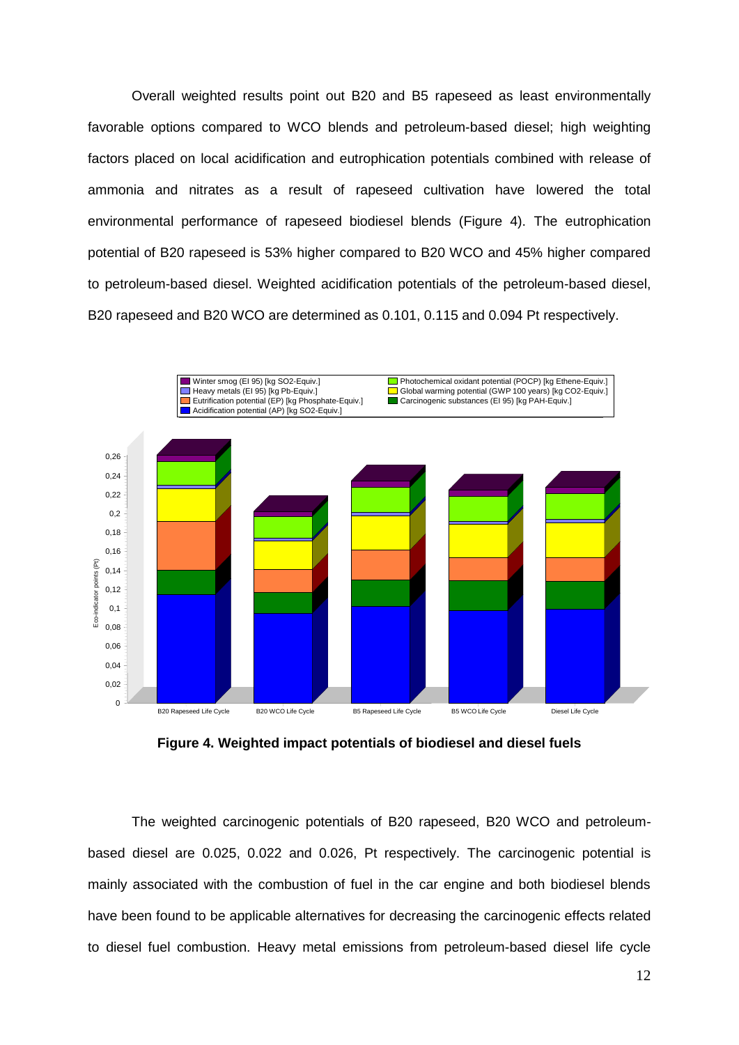Overall weighted results point out B20 and B5 rapeseed as least environmentally favorable options compared to WCO blends and petroleum-based diesel; high weighting factors placed on local acidification and eutrophication potentials combined with release of ammonia and nitrates as a result of rapeseed cultivation have lowered the total environmental performance of rapeseed biodiesel blends (Figure 4). The eutrophication potential of B20 rapeseed is 53% higher compared to B20 WCO and 45% higher compared to petroleum-based diesel. Weighted acidification potentials of the petroleum-based diesel, B20 rapeseed and B20 WCO are determined as 0.101, 0.115 and 0.094 Pt respectively.

**Figure 4. Weighted impact potentials of biodiesel and diesel fuels**

The weighted carcinogenic potentials of B20 rapeseed, B20 WCO and petroleum-based diesel are 0.025, 0.022 and 0.026, Pt respectively. The carcinogenic potential is mainly associated with the combustion of fuel in the car engine and both biodiesel blends have been found to be applicable alternatives for decreasing the carcinogenic effects related to diesel fuel combustion. Heavy metal emissions from petroleum-based diesel life cycle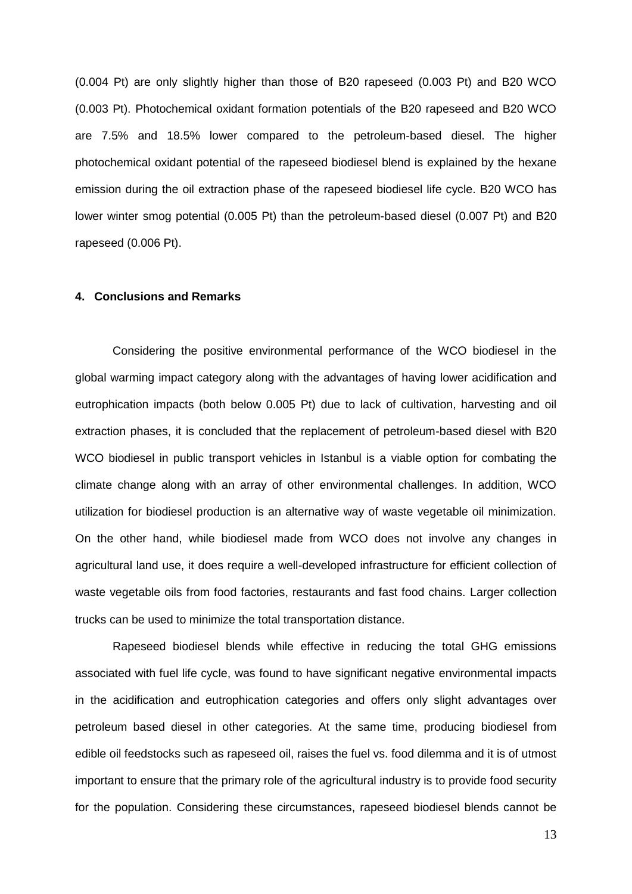(0.004 Pt) are only slightly higher than those of B20 rapeseed (0.003 Pt) and B20 WCO (0.003 Pt). Photochemical oxidant formation potentials of the B20 rapeseed and B20 WCO are 7.5% and 18.5% lower compared to the petroleum-based diesel. The higher photochemical oxidant potential of the rapeseed biodiesel blend is explained by the hexane emission during the oil extraction phase of the rapeseed biodiesel life cycle. B20 WCO has lower winter smog potential (0.005 Pt) than the petroleum-based diesel (0.007 Pt) and B20 rapeseed (0.006 Pt).

## 4. Conclusions and Remarks

Considering the positive environmental performance of the WCO biodiesel in the global warming impact category along with the advantages of having lower acidification and eutrophication impacts (both below 0.005 Pt) due to lack of cultivation, harvesting and oil extraction phases, it is concluded that the replacement of petroleum-based diesel with B20 WCO biodiesel in public transport vehicles in Istanbul is a viable option for combating the climate change along with an array of other environmental challenges. In addition, WCO utilization for biodiesel production is an alternative way of waste vegetable oil minimization. On the other hand, while biodiesel made from WCO does not involve any changes in agricultural land use, it does require a well-developed infrastructure for efficient collection of waste vegetable oils from food factories, restaurants and fast food chains. Larger collection trucks can be used to minimize the total transportation distance.

Rapeseed biodiesel blends while effective in reducing the total GHG emissions associated with fuel life cycle, was found to have significant negative environmental impacts in the acidification and eutrophication categories and offers only slight advantages over petroleum based diesel in other categories. At the same time, producing biodiesel from edible oil feedstocks such as rapeseed oil, raises the fuel vs. food dilemma and it is of utmost important to ensure that the primary role of the agricultural industry is to provide food security for the population. Considering these circumstances, rapeseed biodiesel blends cannot be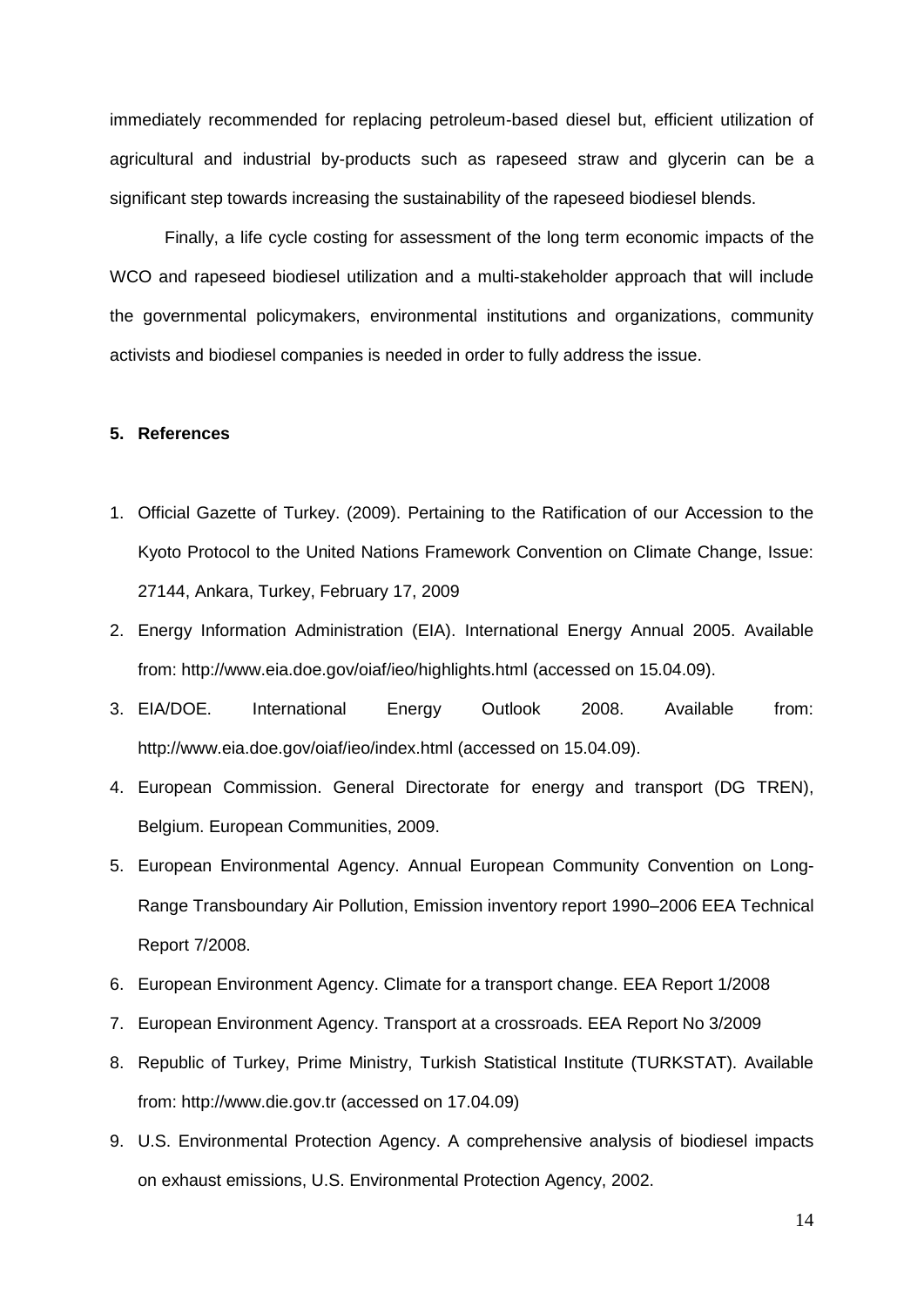immediately recommended for replacing petroleum-based diesel but, efficient utilization of agricultural and industrial by-products such as rapeseed straw and glycerin can be a significant step towards increasing the sustainability of the rapeseed biodiesel blends.

Finally, a life cycle costing for assessment of the long term economic impacts of the WCO and rapeseed biodiesel utilization and a multi-stakeholder approach that will include the governmental policymakers, environmental institutions and organizations, community activists and biodiesel companies is needed in order to fully address the issue.

## 5. References

1. Official Gazette of Turkey. (2009). Pertaining to the Ratification of our Accession to the Kyoto Protocol to the United Nations Framework Convention on Climate Change, Issue: 27144, Ankara, Turkey, February 17, 2009
2. Energy Information Administration (EIA). International Energy Annual 2005. Available from: http://www.eia.doe.gov/oiaf/ieo/highlights.html (accessed on 15.04.09).
3. EIA/DOE. International Energy Outlook 2008. Available from: http://www.eia.doe.gov/oiaf/ieo/index.html (accessed on 15.04.09).
4. European Commission. General Directorate for energy and transport (DG TREN), Belgium. European Communities, 2009.
5. European Environmental Agency. Annual European Community Convention on Long-Range Transboundary Air Pollution, Emission inventory report 1990–2006 EEA Technical Report 7/2008.
6. European Environment Agency. Climate for a transport change. EEA Report 1/2008
7. European Environment Agency. Transport at a crossroads. EEA Report No 3/2009
8. Republic of Turkey, Prime Ministry, Turkish Statistical Institute (TURKSTAT). Available from: http://www.die.gov.tr (accessed on 17.04.09)
9. U.S. Environmental Protection Agency. A comprehensive analysis of biodiesel impacts on exhaust emissions, U.S. Environmental Protection Agency, 2002.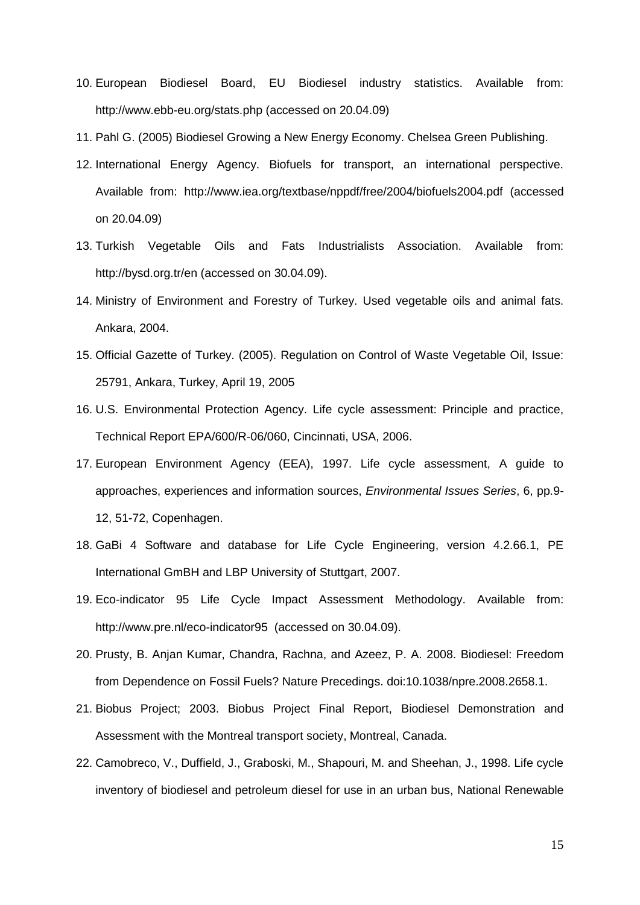10. European Biodiesel Board, EU Biodiesel industry statistics. Available from: http://www.ebb-eu.org/stats.php (accessed on 20.04.09)
11. Pahl G. (2005) Biodiesel Growing a New Energy Economy. Chelsea Green Publishing.
12. International Energy Agency. Biofuels for transport, an international perspective. Available from: http://www.iea.org/textbase/nppdf/free/2004/biofuels2004.pdf (accessed on 20.04.09)
13. Turkish Vegetable Oils and Fats Industrialists Association. Available from: http://bysd.org.tr/en (accessed on 30.04.09).
14. Ministry of Environment and Forestry of Turkey. Used vegetable oils and animal fats. Ankara, 2004.
15. Official Gazette of Turkey. (2005). Regulation on Control of Waste Vegetable Oil, Issue: 25791, Ankara, Turkey, April 19, 2005
16. U.S. Environmental Protection Agency. Life cycle assessment: Principle and practice, Technical Report EPA/600/R-06/060, Cincinnati, USA, 2006.
17. European Environment Agency (EEA), 1997. Life cycle assessment, A guide to approaches, experiences and information sources, *Environmental Issues Series*, 6, pp.9-12, 51-72, Copenhagen.
18. GaBi 4 Software and database for Life Cycle Engineering, version 4.2.66.1, PE International GmBH and LBP University of Stuttgart, 2007.
19. Eco-indicator 95 Life Cycle Impact Assessment Methodology. Available from: http://www.pre.nl/eco-indicator95 (accessed on 30.04.09).
20. Prusty, B. Anjan Kumar, Chandra, Rachna, and Azeez, P. A. 2008. Biodiesel: Freedom from Dependence on Fossil Fuels? Nature Precedings. doi:10.1038/npre.2008.2658.1.
21. Biobus Project; 2003. Biobus Project Final Report, Biodiesel Demonstration and Assessment with the Montreal transport society, Montreal, Canada.
22. Camobreco, V., Duffield, J., Graboski, M., Shapouri, M. and Sheehan, J., 1998. Life cycle inventory of biodiesel and petroleum diesel for use in an urban bus, National Renewable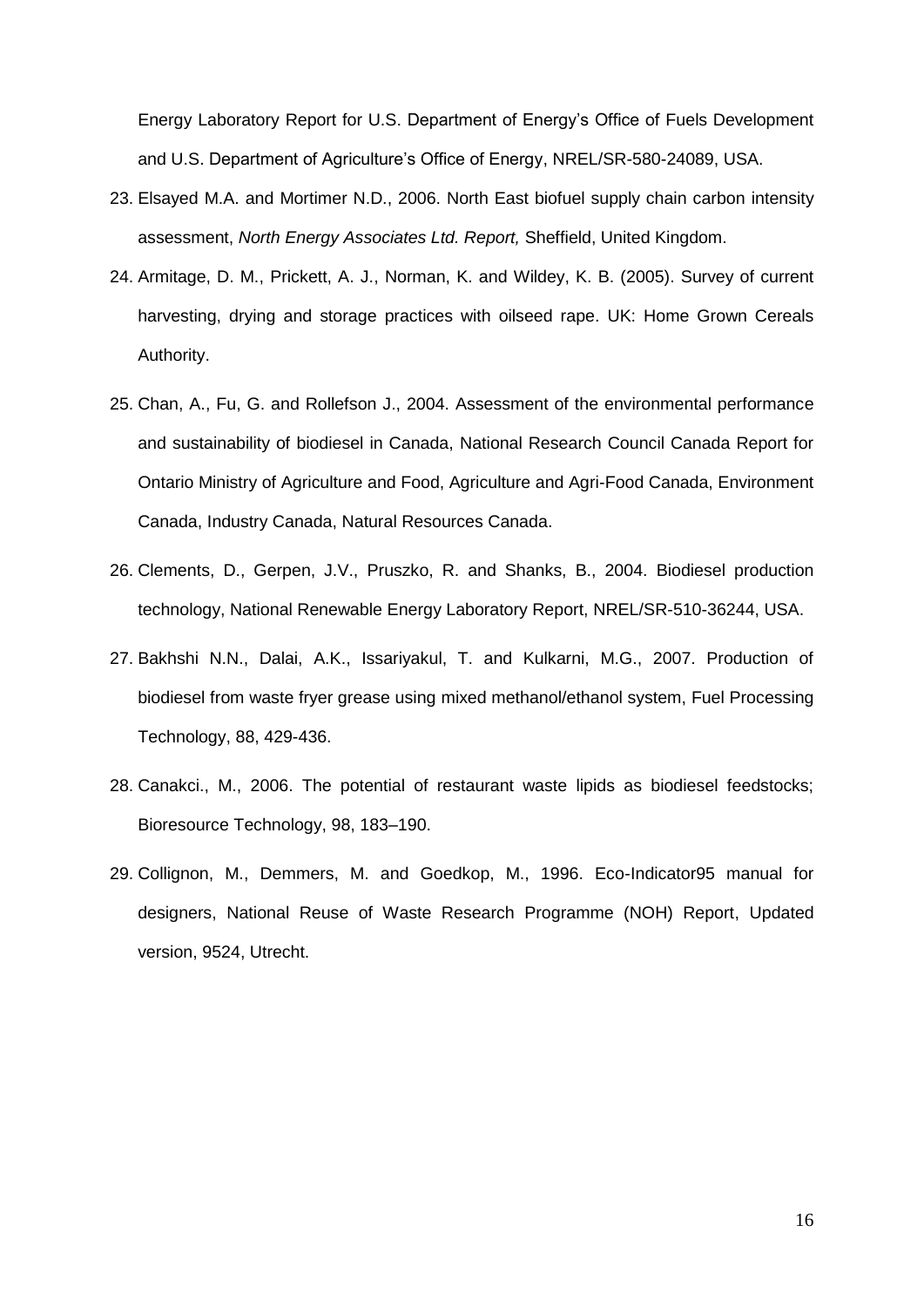Energy Laboratory Report for U.S. Department of Energy's Office of Fuels Development and U.S. Department of Agriculture's Office of Energy, NREL/SR-580-24089, USA.

23. Elsayed M.A. and Mortimer N.D., 2006. North East biofuel supply chain carbon intensity assessment, *North Energy Associates Ltd. Report,* Sheffield, United Kingdom.
24. Armitage, D. M., Prickett, A. J., Norman, K. and Wildey, K. B. (2005). Survey of current harvesting, drying and storage practices with oilseed rape. UK: Home Grown Cereals Authority.
25. Chan, A., Fu, G. and Rollefson J., 2004. Assessment of the environmental performance and sustainability of biodiesel in Canada, National Research Council Canada Report for Ontario Ministry of Agriculture and Food, Agriculture and Agri-Food Canada, Environment Canada, Industry Canada, Natural Resources Canada.
26. Clements, D., Gerpen, J.V., Pruszko, R. and Shanks, B., 2004. Biodiesel production technology, National Renewable Energy Laboratory Report, NREL/SR-510-36244, USA.
27. Bakhshi N.N., Dalai, A.K., Issariyakul, T. and Kulkarni, M.G., 2007. Production of biodiesel from waste fryer grease using mixed methanol/ethanol system, Fuel Processing Technology, 88, 429-436.
28. Canakci., M., 2006. The potential of restaurant waste lipids as biodiesel feedstocks; Bioresource Technology, 98, 183–190.
29. Collignon, M., Demmers, M. and Goedkop, M., 1996. Eco-Indicator95 manual for designers, National Reuse of Waste Research Programme (NOH) Report, Updated version, 9524, Utrecht.